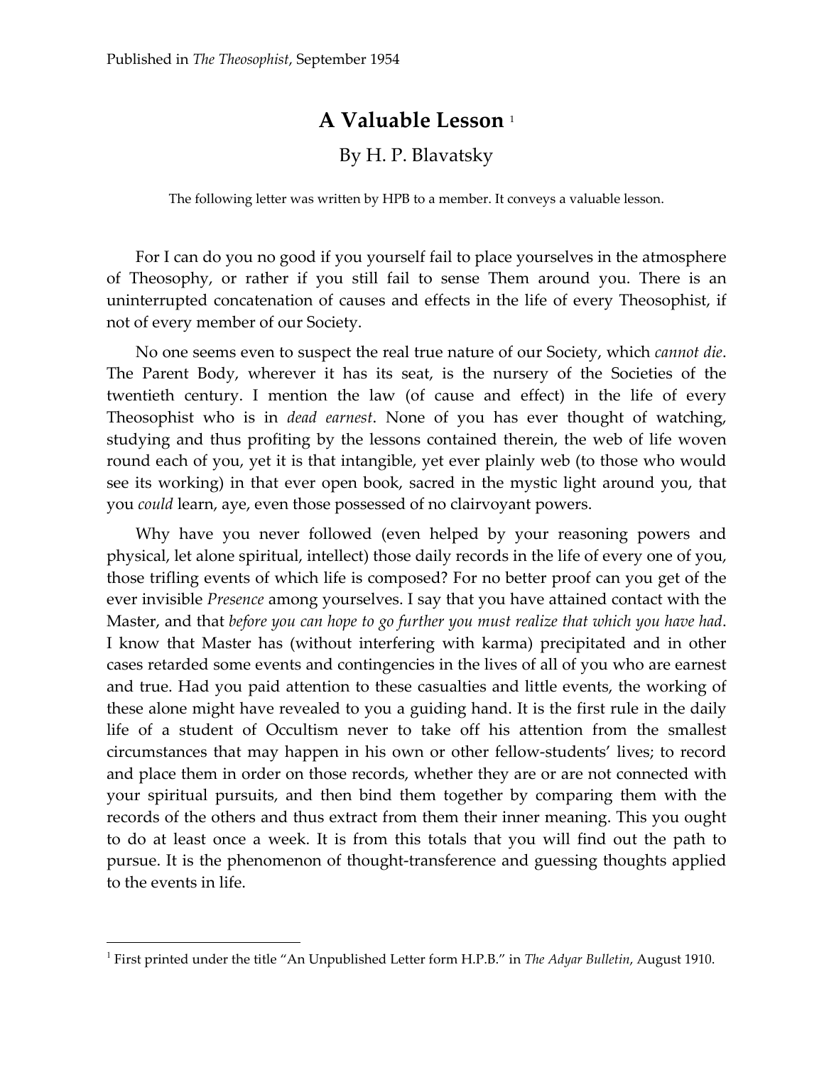Published in *The Theosophist*, September 1954

# A Valuable Lesson [1]

By H. P. Blavatsky

The following letter was written by HPB to a member. It conveys a valuable lesson.

For I can do you no good if you yourself fail to place yourselves in the atmosphere of Theosophy, or rather if you still fail to sense Them around you. There is an uninterrupted concatenation of causes and effects in the life of every Theosophist, if not of every member of our Society.

No one seems even to suspect the real true nature of our Society, which *cannot die*. The Parent Body, wherever it has its seat, is the nursery of the Societies of the twentieth century. I mention the law (of cause and effect) in the life of every Theosophist who is in *dead earnest*. None of you has ever thought of watching, studying and thus profiting by the lessons contained therein, the web of life woven round each of you, yet it is that intangible, yet ever plainly web (to those who would see its working) in that ever open book, sacred in the mystic light around you, that you *could* learn, aye, even those possessed of no clairvoyant powers.

Why have you never followed (even helped by your reasoning powers and physical, let alone spiritual, intellect) those daily records in the life of every one of you, those trifling events of which life is composed? For no better proof can you get of the ever invisible *Presence* among yourselves. I say that you have attained contact with the Master, and that *before you can hope to go further you must realize that which you have had*. I know that Master has (without interfering with karma) precipitated and in other cases retarded some events and contingencies in the lives of all of you who are earnest and true. Had you paid attention to these casualties and little events, the working of these alone might have revealed to you a guiding hand. It is the first rule in the daily life of a student of Occultism never to take off his attention from the smallest circumstances that may happen in his own or other fellow-students' lives; to record and place them in order on those records, whether they are or are not connected with your spiritual pursuits, and then bind them together by comparing them with the records of the others and thus extract from them their inner meaning. This you ought to do at least once a week. It is from this totals that you will find out the path to pursue. It is the phenomenon of thought-transference and guessing thoughts applied to the events in life.

---

[1] First printed under the title "An Unpublished Letter form H.P.B." in *The Adyar Bulletin*, August 1910.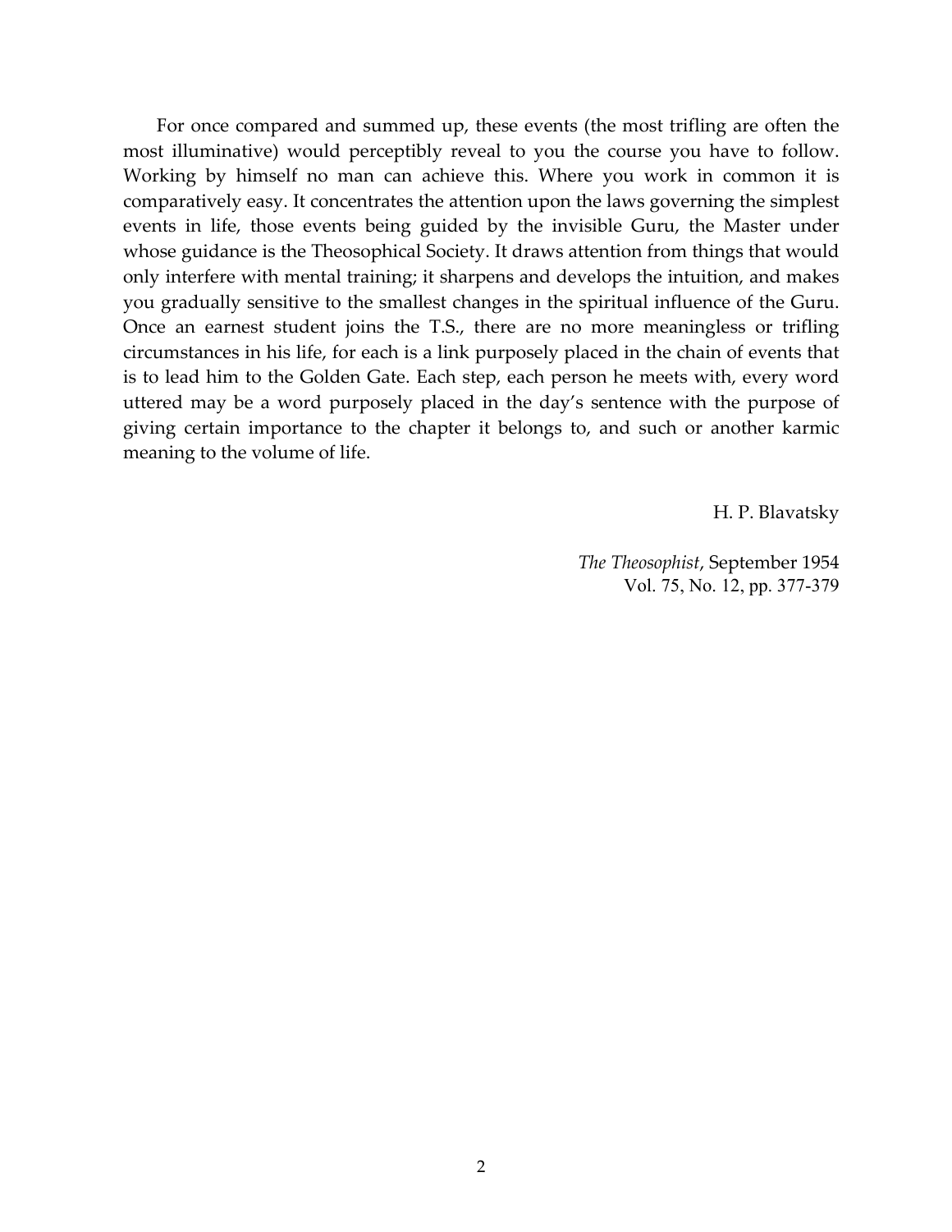For once compared and summed up, these events (the most trifling are often the most illuminative) would perceptibly reveal to you the course you have to follow. Working by himself no man can achieve this. Where you work in common it is comparatively easy. It concentrates the attention upon the laws governing the simplest events in life, those events being guided by the invisible Guru, the Master under whose guidance is the Theosophical Society. It draws attention from things that would only interfere with mental training; it sharpens and develops the intuition, and makes you gradually sensitive to the smallest changes in the spiritual influence of the Guru. Once an earnest student joins the T.S., there are no more meaningless or trifling circumstances in his life, for each is a link purposely placed in the chain of events that is to lead him to the Golden Gate. Each step, each person he meets with, every word uttered may be a word purposely placed in the day's sentence with the purpose of giving certain importance to the chapter it belongs to, and such or another karmic meaning to the volume of life.

H. P. Blavatsky

*The Theosophist*, September 1954
Vol. 75, No. 12, pp. 377-379